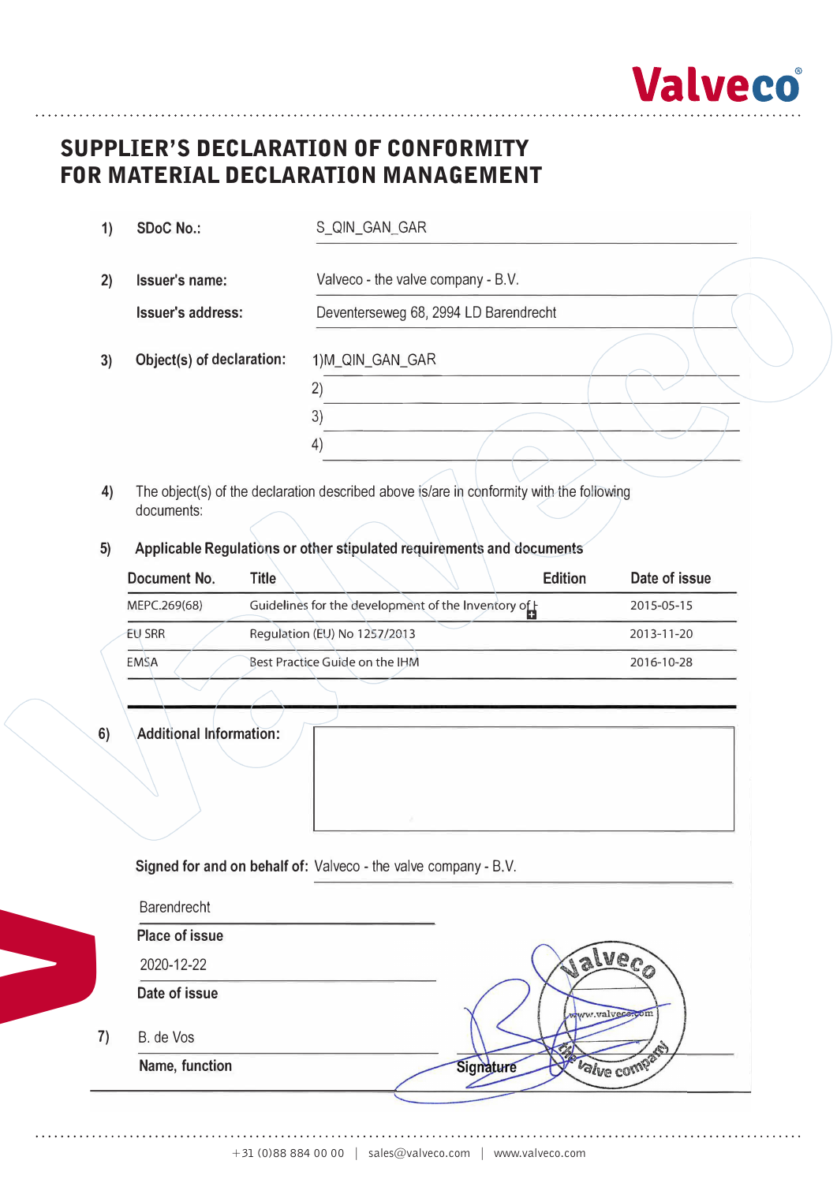Valveco®

# SUPPLIER'S DECLARATION OF CONFORMITY FOR MATERIAL DECLARATION MANAGEMENT

1) **SDoC No.:** S_QIN_GAN_GAR

2) **Issuer's name:** Valveco - the valve company - B.V.

**Issuer's address:** Deventerseweg 68, 2994 LD Barendrecht

3) **Object(s) of declaration:**
1) M_QIN_GAN_GAR
2)
3)
4)

4) The object(s) of the declaration described above is/are in conformity with the following documents:

5) **Applicable Regulations or other stipulated requirements and documents**

| Document No. | Title | Edition | Date of issue |
|---|---|---|---|
| MEPC.269(68) | Guidelines for the development of the Inventory of I | | 2015-05-15 |
| EU SRR | Regulation (EU) No 1257/2013 | | 2013-11-20 |
| EMSA | Best Practice Guide on the IHM | | 2016-10-28 |

6) **Additional Information:**

**Signed for and on behalf of:** Valveco - the valve company - B.V.

Barendrecht
**Place of issue**

2020-12-22
**Date of issue**

7) B. de Vos
**Name, function**

**Signature**

+31 (0)88 884 00 00 | sales@valveco.com | www.valveco.com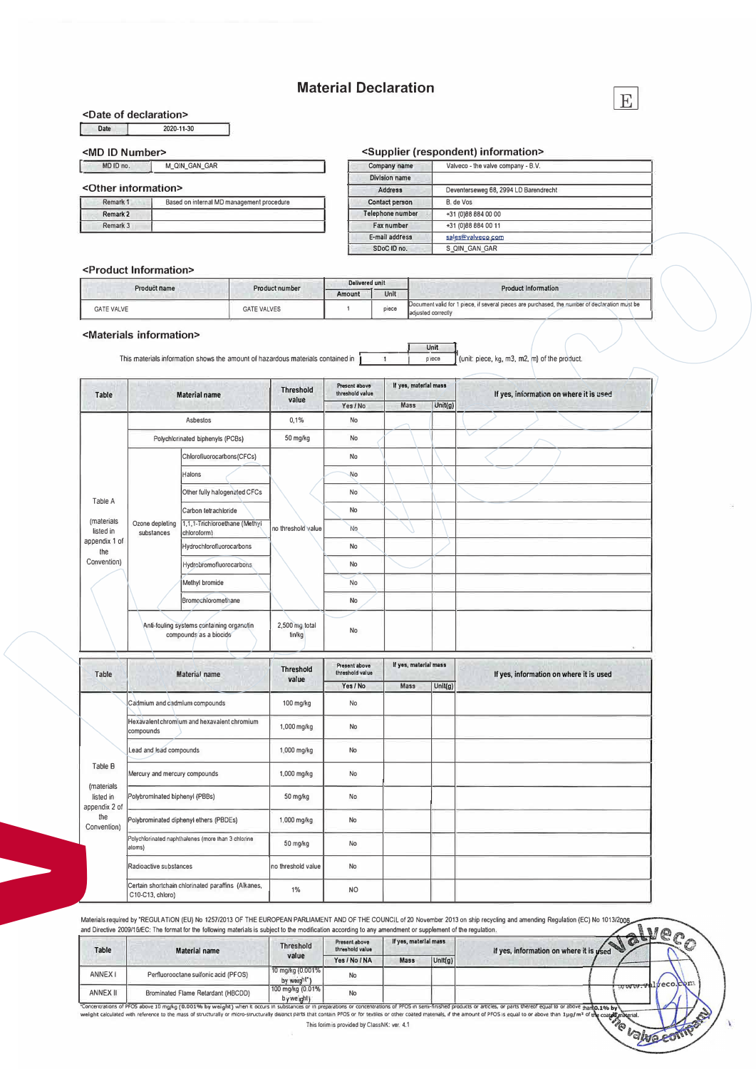# Material Declaration

E

## <Date of declaration>

| Date | 2020-11-30 |
|---|---|

## <MD ID Number>

| MD ID no. | M_QIN_GAN_GAR |
|---|---|

## <Other information>

| | |
|---|---|
| Remark 1 | Based on internal MD management procedure |
| Remark 2 | |
| Remark 3 | |

## <Supplier (respondent) information>

| | |
|---|---|
| Company name | Valveco - the valve company - B.V. |
| Division name | |
| Address | Deventerseweg 68, 2994 LD Barendrecht |
| Contact person | B. de Vos |
| Telephone number | +31 (0)88 884 00 00 |
| Fax number | +31 (0)88 884 00 11 |
| E-mail address | sales@valveco.com |
| SDoC ID no. | S_QIN_GAN_GAR |

## <Product Information>

| Product name | Product number | Delivered unit | | Product Information |
|---|---|---|---|---|
| | | Amount | Unit | |
| GATE VALVE | GATE VALVES | 1 | piece | Document valid for 1 piece, if several pieces are purchased, the number of declaration must be adjusted correctly |

## <Materials information>

This materials information shows the amount of hazardous materials contained in 1 piece (Unit) (unit: piece, kg, m3, m2, m) of the product.

| Table | Material name | | Threshold value | Present above threshold value | If yes, material mass | | If yes, information on where it is used |
|---|---|---|---|---|---|---|---|
| | | | | Yes / No | Mass | Unit(g) | |
| Table A (materials listed in appendix 1 of the Convention) | Asbestos | | 0,1% | No | | | |
| | Polychlorinated biphenyls (PCBs) | | 50 mg/kg | No | | | |
| | Ozone depleting substances | Chlorofluorocarbons(CFCs) | no threshold value | No | | | |
| | | Halons | | No | | | |
| | | Other fully halogenated CFCs | | No | | | |
| | | Carbon tetrachloride | | No | | | |
| | | 1,1,1-Trichloroethane (Methyl chloroform) | | No | | | |
| | | Hydrochlorofluorocarbons | | No | | | |
| | | Hydrobromofluorocarbons | | No | | | |
| | | Methyl bromide | | No | | | |
| | | Bromochloromethane | | No | | | |
| | Anti-fouling systems containing organotin compounds as a biocide | | 2,500 mg total tin/kg | No | | | |

| Table | Material name | Threshold value | Present above threshold value | If yes, material mass | | If yes, information on where it is used |
|---|---|---|---|---|---|---|
| | | | Yes / No | Mass | Unit(g) | |
| Table B (materials listed in appendix 2 of the Convention) | Cadmium and cadmium compounds | 100 mg/kg | No | | | |
| | Hexavalent chromium and hexavalent chromium compounds | 1,000 mg/kg | No | | | |
| | Lead and lead compounds | 1,000 mg/kg | No | | | |
| | Mercury and mercury compounds | 1,000 mg/kg | No | | | |
| | Polybrominated biphenyl (PBBs) | 50 mg/kg | No | | | |
| | Polybrominated diphenyl ethers (PBDEs) | 1,000 mg/kg | No | | | |
| | Polychlorinated naphthalenes (more than 3 chlorine atoms) | 50 mg/kg | No | | | |
| | Radioactive substances | no threshold value | No | | | |
| | Certain shortchain chlorinated paraffins (Alkanes, C10-C13, chloro) | 1% | NO | | | |

Materials required by "REGULATION (EU) No 1257/2013 OF THE EUROPEAN PARLIAMENT AND OF THE COUNCIL of 20 November 2013 on ship recycling and amending Regulation (EC) No 1013/2006 and Directive 2009/16/EC: The format for the following materials is subject to the modification according to any amendment or supplement of the regulation.

| Table | Material name | Threshold value | Present above threshold value | If yes, material mass | | If yes, information on where it is used |
|---|---|---|---|---|---|---|
| | | | Yes / No / NA | Mass | Unit(g) | |
| ANNEX I | Perfluorooctane sulfonic acid (PFOS) | 10 mg/kg (0.001% by weight*) | No | | | |
| ANNEX II | Brominated Flame Retardant (HBCDD) | 100 mg/kg (0.01% by weight) | No | | | |

*Concentrations of PFOS above 10 mg/kg (0.001% by weight) when it occurs in substances or in preparations or concentrations of PFOS in semi-finished products or articles, or parts thereof equal to or above than 0.1% by weight calculated with reference to the mass of structurally or micro-structurally distinct parts that contain PFOS or for textiles or other coated materials, if the amount of PFOS is equal to or above than 1μg/m² of the coated material.

This form is provided by ClassNK: ver. 4.1

Valveco – the valve company – www.valveco.com